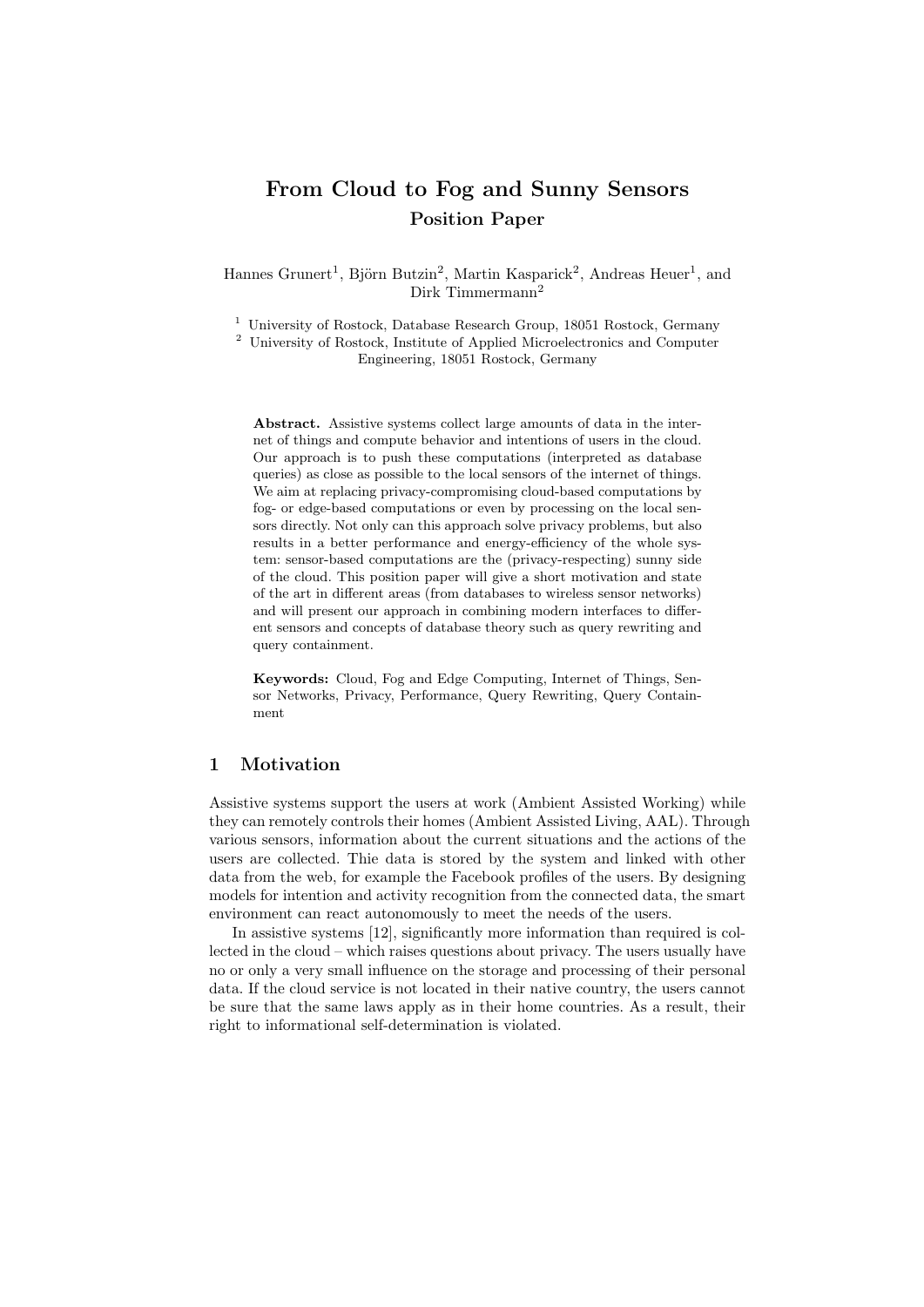# From Cloud to Fog and Sunny Sensors

## Position Paper

Hannes Grunert[1], Björn Butzin[2], Martin Kasparick[2], Andreas Heuer[1], and Dirk Timmermann[2]

[1] University of Rostock, Database Research Group, 18051 Rostock, Germany
[2] University of Rostock, Institute of Applied Microelectronics and Computer Engineering, 18051 Rostock, Germany

**Abstract.** Assistive systems collect large amounts of data in the internet of things and compute behavior and intentions of users in the cloud. Our approach is to push these computations (interpreted as database queries) as close as possible to the local sensors of the internet of things. We aim at replacing privacy-compromising cloud-based computations by fog- or edge-based computations or even by processing on the local sensors directly. Not only can this approach solve privacy problems, but also results in a better performance and energy-efficiency of the whole system: sensor-based computations are the (privacy-respecting) sunny side of the cloud. This position paper will give a short motivation and state of the art in different areas (from databases to wireless sensor networks) and will present our approach in combining modern interfaces to different sensors and concepts of database theory such as query rewriting and query containment.

**Keywords:** Cloud, Fog and Edge Computing, Internet of Things, Sensor Networks, Privacy, Performance, Query Rewriting, Query Containment

## 1 Motivation

Assistive systems support the users at work (Ambient Assisted Working) while they can remotely controls their homes (Ambient Assisted Living, AAL). Through various sensors, information about the current situations and the actions of the users are collected. Thie data is stored by the system and linked with other data from the web, for example the Facebook profiles of the users. By designing models for intention and activity recognition from the connected data, the smart environment can react autonomously to meet the needs of the users.

In assistive systems [12], significantly more information than required is collected in the cloud – which raises questions about privacy. The users usually have no or only a very small influence on the storage and processing of their personal data. If the cloud service is not located in their native country, the users cannot be sure that the same laws apply as in their home countries. As a result, their right to informational self-determination is violated.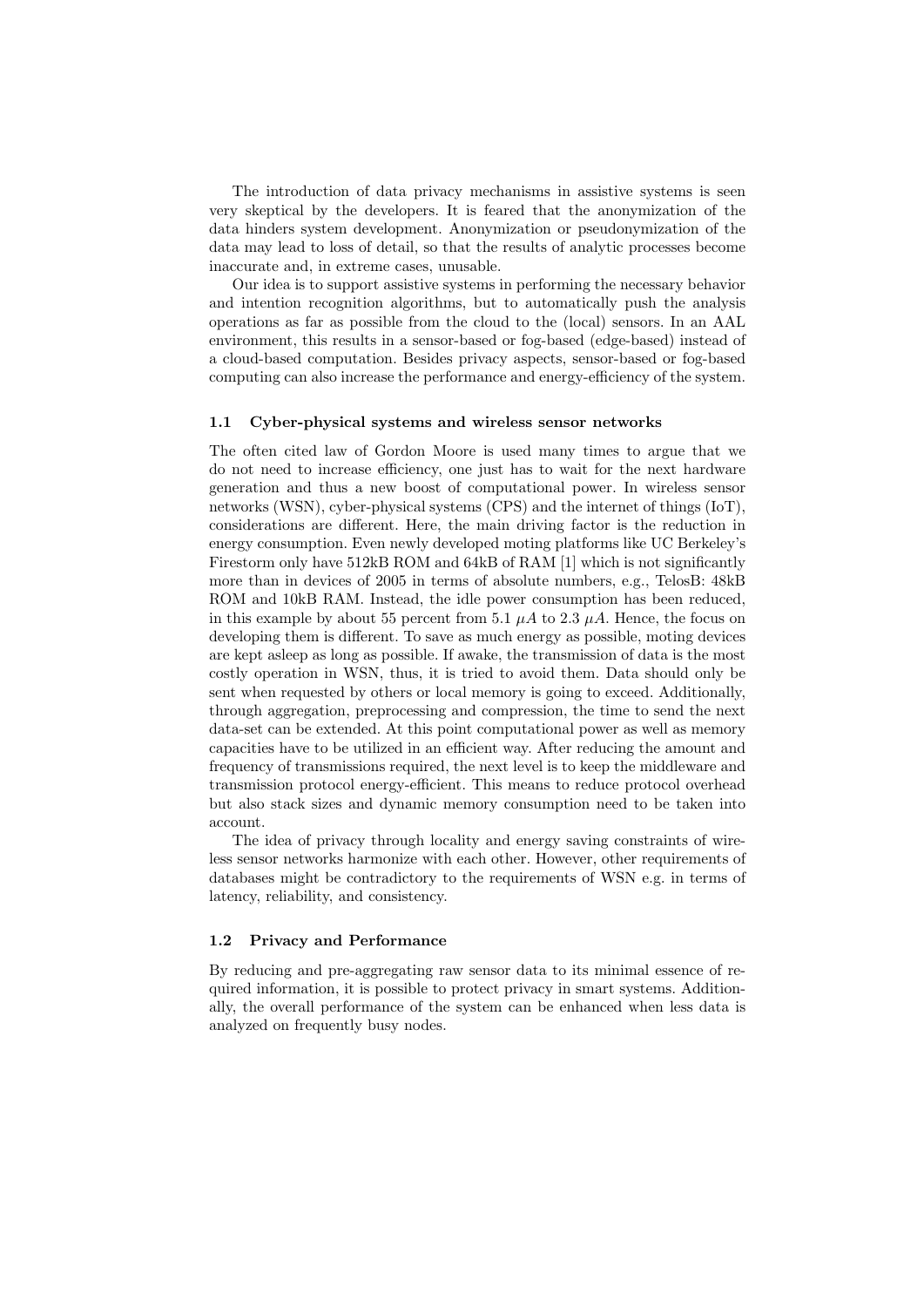The introduction of data privacy mechanisms in assistive systems is seen very skeptical by the developers. It is feared that the anonymization of the data hinders system development. Anonymization or pseudonymization of the data may lead to loss of detail, so that the results of analytic processes become inaccurate and, in extreme cases, unusable.

Our idea is to support assistive systems in performing the necessary behavior and intention recognition algorithms, but to automatically push the analysis operations as far as possible from the cloud to the (local) sensors. In an AAL environment, this results in a sensor-based or fog-based (edge-based) instead of a cloud-based computation. Besides privacy aspects, sensor-based or fog-based computing can also increase the performance and energy-efficiency of the system.

### 1.1 Cyber-physical systems and wireless sensor networks

The often cited law of Gordon Moore is used many times to argue that we do not need to increase efficiency, one just has to wait for the next hardware generation and thus a new boost of computational power. In wireless sensor networks (WSN), cyber-physical systems (CPS) and the internet of things (IoT), considerations are different. Here, the main driving factor is the reduction in energy consumption. Even newly developed moting platforms like UC Berkeley's Firestorm only have 512kB ROM and 64kB of RAM [1] which is not significantly more than in devices of 2005 in terms of absolute numbers, e.g., TelosB: 48kB ROM and 10kB RAM. Instead, the idle power consumption has been reduced, in this example by about 55 percent from 5.1 $\mu A$ to 2.3 $\mu A$. Hence, the focus on developing them is different. To save as much energy as possible, moting devices are kept asleep as long as possible. If awake, the transmission of data is the most costly operation in WSN, thus, it is tried to avoid them. Data should only be sent when requested by others or local memory is going to exceed. Additionally, through aggregation, preprocessing and compression, the time to send the next data-set can be extended. At this point computational power as well as memory capacities have to be utilized in an efficient way. After reducing the amount and frequency of transmissions required, the next level is to keep the middleware and transmission protocol energy-efficient. This means to reduce protocol overhead but also stack sizes and dynamic memory consumption need to be taken into account.

The idea of privacy through locality and energy saving constraints of wireless sensor networks harmonize with each other. However, other requirements of databases might be contradictory to the requirements of WSN e.g. in terms of latency, reliability, and consistency.

### 1.2 Privacy and Performance

By reducing and pre-aggregating raw sensor data to its minimal essence of required information, it is possible to protect privacy in smart systems. Additionally, the overall performance of the system can be enhanced when less data is analyzed on frequently busy nodes.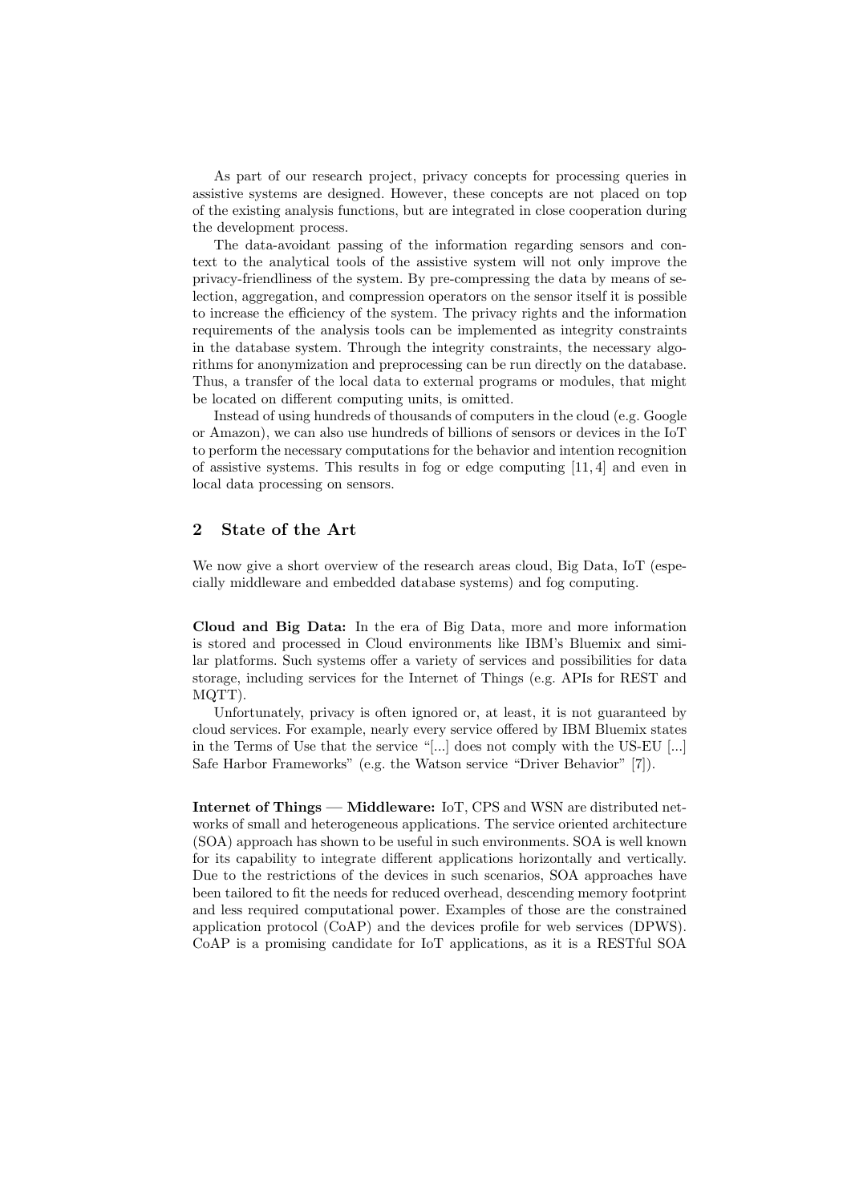As part of our research project, privacy concepts for processing queries in assistive systems are designed. However, these concepts are not placed on top of the existing analysis functions, but are integrated in close cooperation during the development process.

The data-avoidant passing of the information regarding sensors and context to the analytical tools of the assistive system will not only improve the privacy-friendliness of the system. By pre-compressing the data by means of selection, aggregation, and compression operators on the sensor itself it is possible to increase the efficiency of the system. The privacy rights and the information requirements of the analysis tools can be implemented as integrity constraints in the database system. Through the integrity constraints, the necessary algorithms for anonymization and preprocessing can be run directly on the database. Thus, a transfer of the local data to external programs or modules, that might be located on different computing units, is omitted.

Instead of using hundreds of thousands of computers in the cloud (e.g. Google or Amazon), we can also use hundreds of billions of sensors or devices in the IoT to perform the necessary computations for the behavior and intention recognition of assistive systems. This results in fog or edge computing [11, 4] and even in local data processing on sensors.

## 2 State of the Art

We now give a short overview of the research areas cloud, Big Data, IoT (especially middleware and embedded database systems) and fog computing.

**Cloud and Big Data:** In the era of Big Data, more and more information is stored and processed in Cloud environments like IBM's Bluemix and similar platforms. Such systems offer a variety of services and possibilities for data storage, including services for the Internet of Things (e.g. APIs for REST and MQTT).

Unfortunately, privacy is often ignored or, at least, it is not guaranteed by cloud services. For example, nearly every service offered by IBM Bluemix states in the Terms of Use that the service "[...] does not comply with the US-EU [...] Safe Harbor Frameworks" (e.g. the Watson service "Driver Behavior" [7]).

**Internet of Things — Middleware:** IoT, CPS and WSN are distributed networks of small and heterogeneous applications. The service oriented architecture (SOA) approach has shown to be useful in such environments. SOA is well known for its capability to integrate different applications horizontally and vertically. Due to the restrictions of the devices in such scenarios, SOA approaches have been tailored to fit the needs for reduced overhead, descending memory footprint and less required computational power. Examples of those are the constrained application protocol (CoAP) and the devices profile for web services (DPWS). CoAP is a promising candidate for IoT applications, as it is a RESTful SOA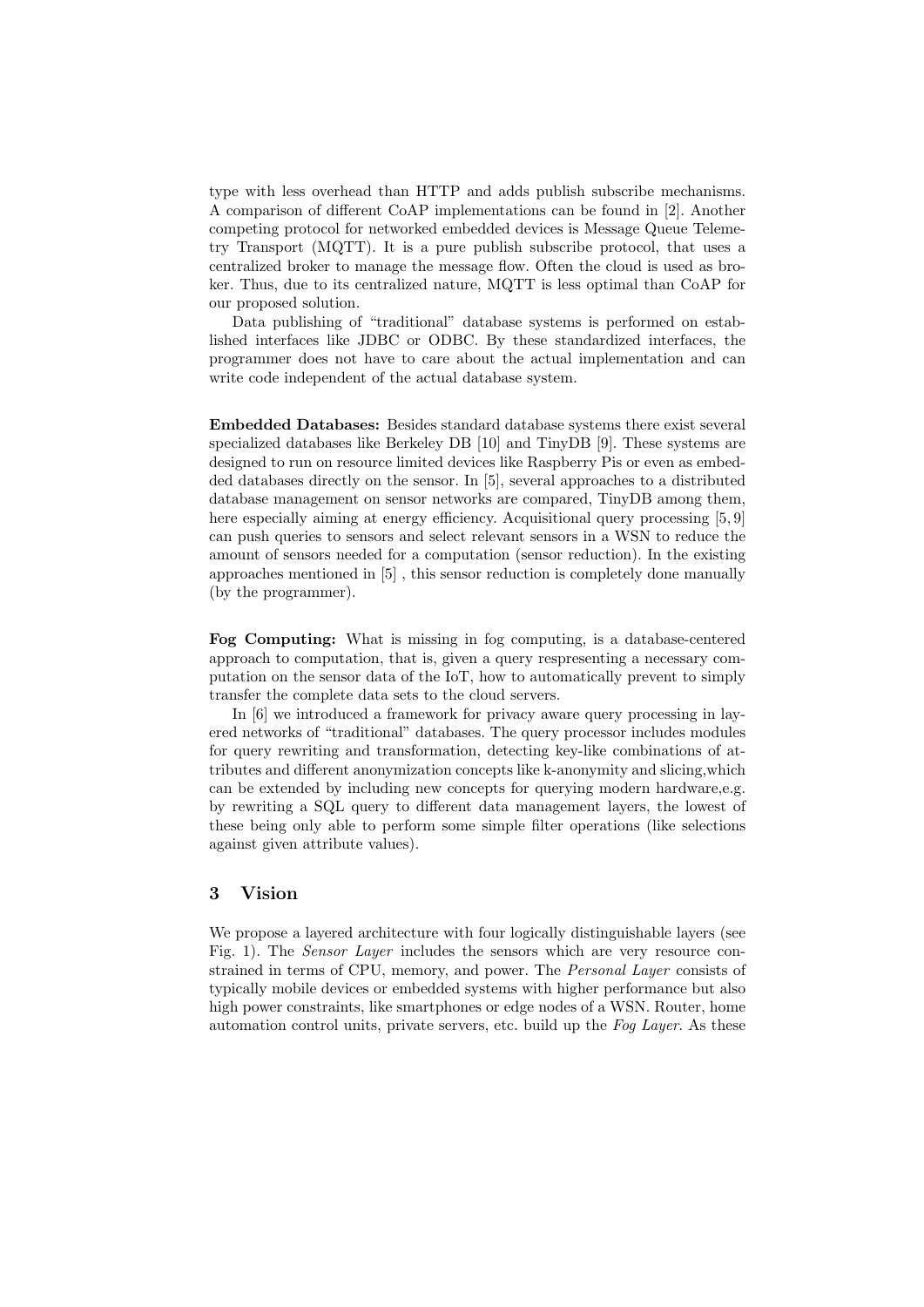type with less overhead than HTTP and adds publish subscribe mechanisms. A comparison of different CoAP implementations can be found in [2]. Another competing protocol for networked embedded devices is Message Queue Telemetry Transport (MQTT). It is a pure publish subscribe protocol, that uses a centralized broker to manage the message flow. Often the cloud is used as broker. Thus, due to its centralized nature, MQTT is less optimal than CoAP for our proposed solution.

Data publishing of "traditional" database systems is performed on established interfaces like JDBC or ODBC. By these standardized interfaces, the programmer does not have to care about the actual implementation and can write code independent of the actual database system.

**Embedded Databases:** Besides standard database systems there exist several specialized databases like Berkeley DB [10] and TinyDB [9]. These systems are designed to run on resource limited devices like Raspberry Pis or even as embedded databases directly on the sensor. In [5], several approaches to a distributed database management on sensor networks are compared, TinyDB among them, here especially aiming at energy efficiency. Acquisitional query processing [5, 9] can push queries to sensors and select relevant sensors in a WSN to reduce the amount of sensors needed for a computation (sensor reduction). In the existing approaches mentioned in [5] , this sensor reduction is completely done manually (by the programmer).

**Fog Computing:** What is missing in fog computing, is a database-centered approach to computation, that is, given a query respresenting a necessary computation on the sensor data of the IoT, how to automatically prevent to simply transfer the complete data sets to the cloud servers.

In [6] we introduced a framework for privacy aware query processing in layered networks of "traditional" databases. The query processor includes modules for query rewriting and transformation, detecting key-like combinations of attributes and different anonymization concepts like k-anonymity and slicing,which can be extended by including new concepts for querying modern hardware,e.g. by rewriting a SQL query to different data management layers, the lowest of these being only able to perform some simple filter operations (like selections against given attribute values).

## 3 Vision

We propose a layered architecture with four logically distinguishable layers (see Fig. 1). The *Sensor Layer* includes the sensors which are very resource constrained in terms of CPU, memory, and power. The *Personal Layer* consists of typically mobile devices or embedded systems with higher performance but also high power constraints, like smartphones or edge nodes of a WSN. Router, home automation control units, private servers, etc. build up the *Fog Layer*. As these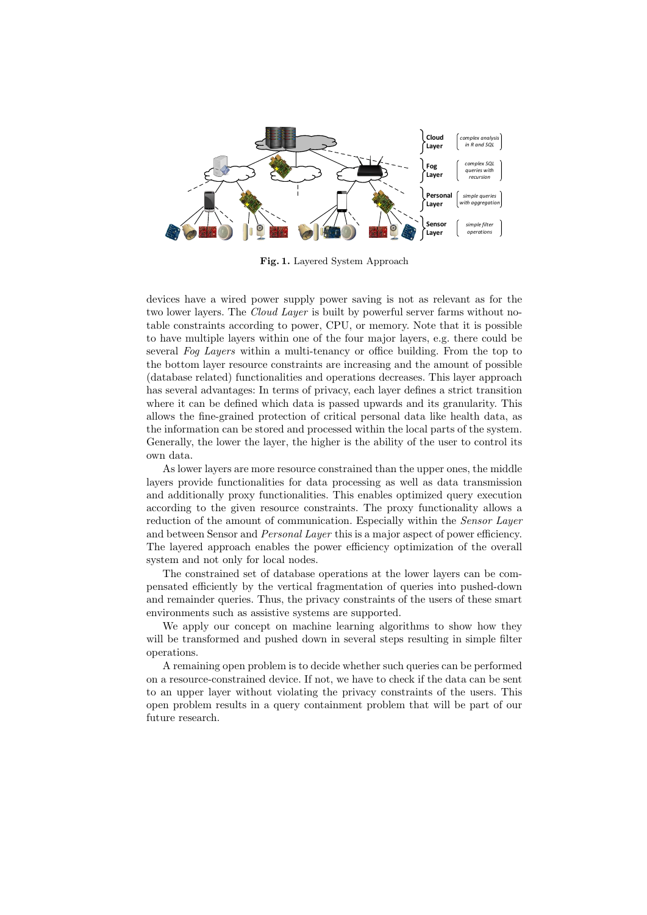**Fig. 1.** Layered System Approach

devices have a wired power supply power saving is not as relevant as for the two lower layers. The *Cloud Layer* is built by powerful server farms without notable constraints according to power, CPU, or memory. Note that it is possible to have multiple layers within one of the four major layers, e.g. there could be several *Fog Layers* within a multi-tenancy or office building. From the top to the bottom layer resource constraints are increasing and the amount of possible (database related) functionalities and operations decreases. This layer approach has several advantages: In terms of privacy, each layer defines a strict transition where it can be defined which data is passed upwards and its granularity. This allows the fine-grained protection of critical personal data like health data, as the information can be stored and processed within the local parts of the system. Generally, the lower the layer, the higher is the ability of the user to control its own data.

As lower layers are more resource constrained than the upper ones, the middle layers provide functionalities for data processing as well as data transmission and additionally proxy functionalities. This enables optimized query execution according to the given resource constraints. The proxy functionality allows a reduction of the amount of communication. Especially within the *Sensor Layer* and between Sensor and *Personal Layer* this is a major aspect of power efficiency. The layered approach enables the power efficiency optimization of the overall system and not only for local nodes.

The constrained set of database operations at the lower layers can be compensated efficiently by the vertical fragmentation of queries into pushed-down and remainder queries. Thus, the privacy constraints of the users of these smart environments such as assistive systems are supported.

We apply our concept on machine learning algorithms to show how they will be transformed and pushed down in several steps resulting in simple filter operations.

A remaining open problem is to decide whether such queries can be performed on a resource-constrained device. If not, we have to check if the data can be sent to an upper layer without violating the privacy constraints of the users. This open problem results in a query containment problem that will be part of our future research.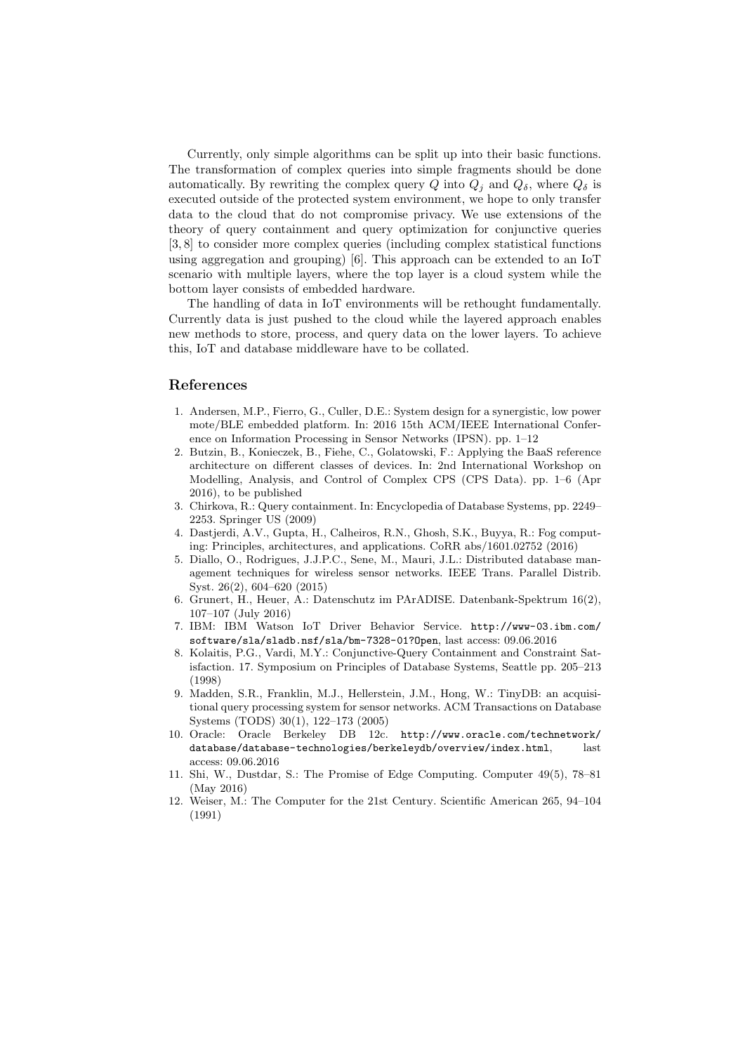Currently, only simple algorithms can be split up into their basic functions. The transformation of complex queries into simple fragments should be done automatically. By rewriting the complex query $Q$ into $Q_j$ and $Q_\delta$, where $Q_\delta$ is executed outside of the protected system environment, we hope to only transfer data to the cloud that do not compromise privacy. We use extensions of the theory of query containment and query optimization for conjunctive queries [3, 8] to consider more complex queries (including complex statistical functions using aggregation and grouping) [6]. This approach can be extended to an IoT scenario with multiple layers, where the top layer is a cloud system while the bottom layer consists of embedded hardware.

The handling of data in IoT environments will be rethought fundamentally. Currently data is just pushed to the cloud while the layered approach enables new methods to store, process, and query data on the lower layers. To achieve this, IoT and database middleware have to be collated.

## References

1. Andersen, M.P., Fierro, G., Culler, D.E.: System design for a synergistic, low power mote/BLE embedded platform. In: 2016 15th ACM/IEEE International Conference on Information Processing in Sensor Networks (IPSN). pp. 1–12
2. Butzin, B., Konieczek, B., Fiehe, C., Golatowski, F.: Applying the BaaS reference architecture on different classes of devices. In: 2nd International Workshop on Modelling, Analysis, and Control of Complex CPS (CPS Data). pp. 1–6 (Apr 2016), to be published
3. Chirkova, R.: Query containment. In: Encyclopedia of Database Systems, pp. 2249–2253. Springer US (2009)
4. Dastjerdi, A.V., Gupta, H., Calheiros, R.N., Ghosh, S.K., Buyya, R.: Fog computing: Principles, architectures, and applications. CoRR abs/1601.02752 (2016)
5. Diallo, O., Rodrigues, J.J.P.C., Sene, M., Mauri, J.L.: Distributed database management techniques for wireless sensor networks. IEEE Trans. Parallel Distrib. Syst. 26(2), 604–620 (2015)
6. Grunert, H., Heuer, A.: Datenschutz im PArADISE. Datenbank-Spektrum 16(2), 107–107 (July 2016)
7. IBM: IBM Watson IoT Driver Behavior Service. http://www-03.ibm.com/software/sla/sladb.nsf/sla/bm-7328-01?Open, last access: 09.06.2016
8. Kolaitis, P.G., Vardi, M.Y.: Conjunctive-Query Containment and Constraint Satisfaction. 17. Symposium on Principles of Database Systems, Seattle pp. 205–213 (1998)
9. Madden, S.R., Franklin, M.J., Hellerstein, J.M., Hong, W.: TinyDB: an acquisitional query processing system for sensor networks. ACM Transactions on Database Systems (TODS) 30(1), 122–173 (2005)
10. Oracle: Oracle Berkeley DB 12c. http://www.oracle.com/technetwork/database/database-technologies/berkeleydb/overview/index.html, last access: 09.06.2016
11. Shi, W., Dustdar, S.: The Promise of Edge Computing. Computer 49(5), 78–81 (May 2016)
12. Weiser, M.: The Computer for the 21st Century. Scientific American 265, 94–104 (1991)